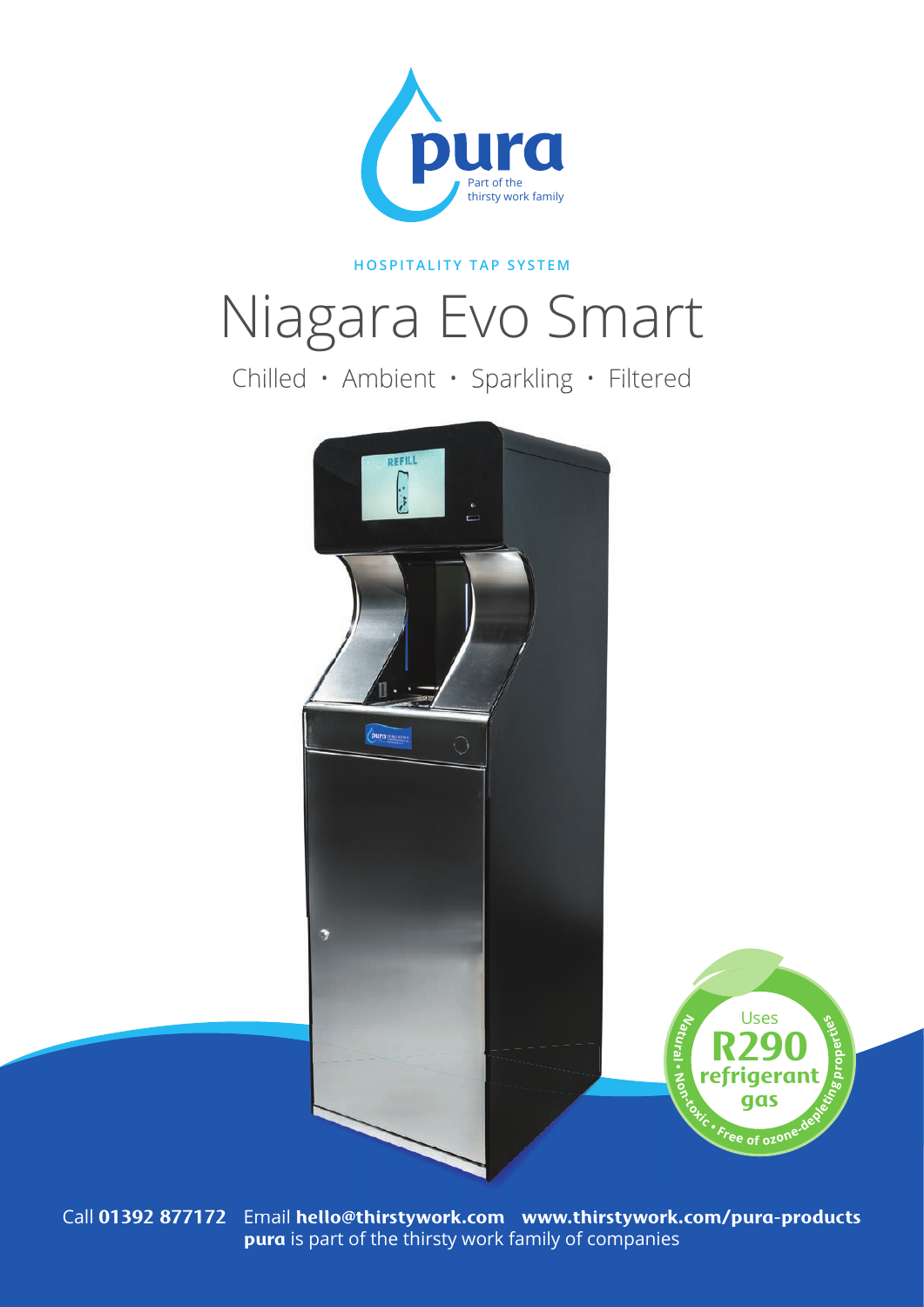pura

Part of the thirsty work family

HOSPITALITY TAP SYSTEM

# Niagara Evo Smart

Chilled • Ambient • Sparkling • Filtered

Uses **R290 refrigerant gas**

Natural • Non-toxic • Free of ozone-depleting properties

Call **01392 877172** Email **hello@thirstywork.com** **www.thirstywork.com/pura-products**

**pura** is part of the thirsty work family of companies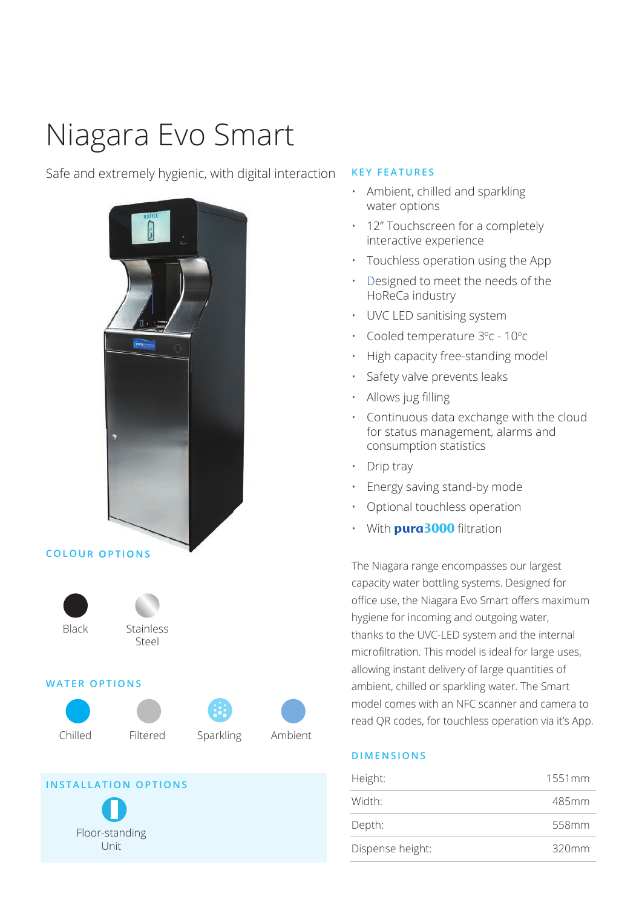# Niagara Evo Smart

Safe and extremely hygienic, with digital interaction

## COLOUR OPTIONS

- Black
- Stainless Steel

## WATER OPTIONS

- Chilled
- Filtered
- Sparkling
- Ambient

## INSTALLATION OPTIONS

- Floor-standing Unit

## KEY FEATURES

- Ambient, chilled and sparkling water options
- 12" Touchscreen for a completely interactive experience
- Touchless operation using the App
- Designed to meet the needs of the HoReCa industry
- UVC LED sanitising system
- Cooled temperature 3ºc - 10ºc
- High capacity free-standing model
- Safety valve prevents leaks
- Allows jug filling
- Continuous data exchange with the cloud for status management, alarms and consumption statistics
- Drip tray
- Energy saving stand-by mode
- Optional touchless operation
- With **pura3000** filtration

The Niagara range encompasses our largest capacity water bottling systems. Designed for office use, the Niagara Evo Smart offers maximum hygiene for incoming and outgoing water, thanks to the UVC-LED system and the internal microfiltration. This model is ideal for large uses, allowing instant delivery of large quantities of ambient, chilled or sparkling water. The Smart model comes with an NFC scanner and camera to read QR codes, for touchless operation via it's App.

## DIMENSIONS

| | |
|---|---|
| Height: | 1551mm |
| Width: | 485mm |
| Depth: | 558mm |
| Dispense height: | 320mm |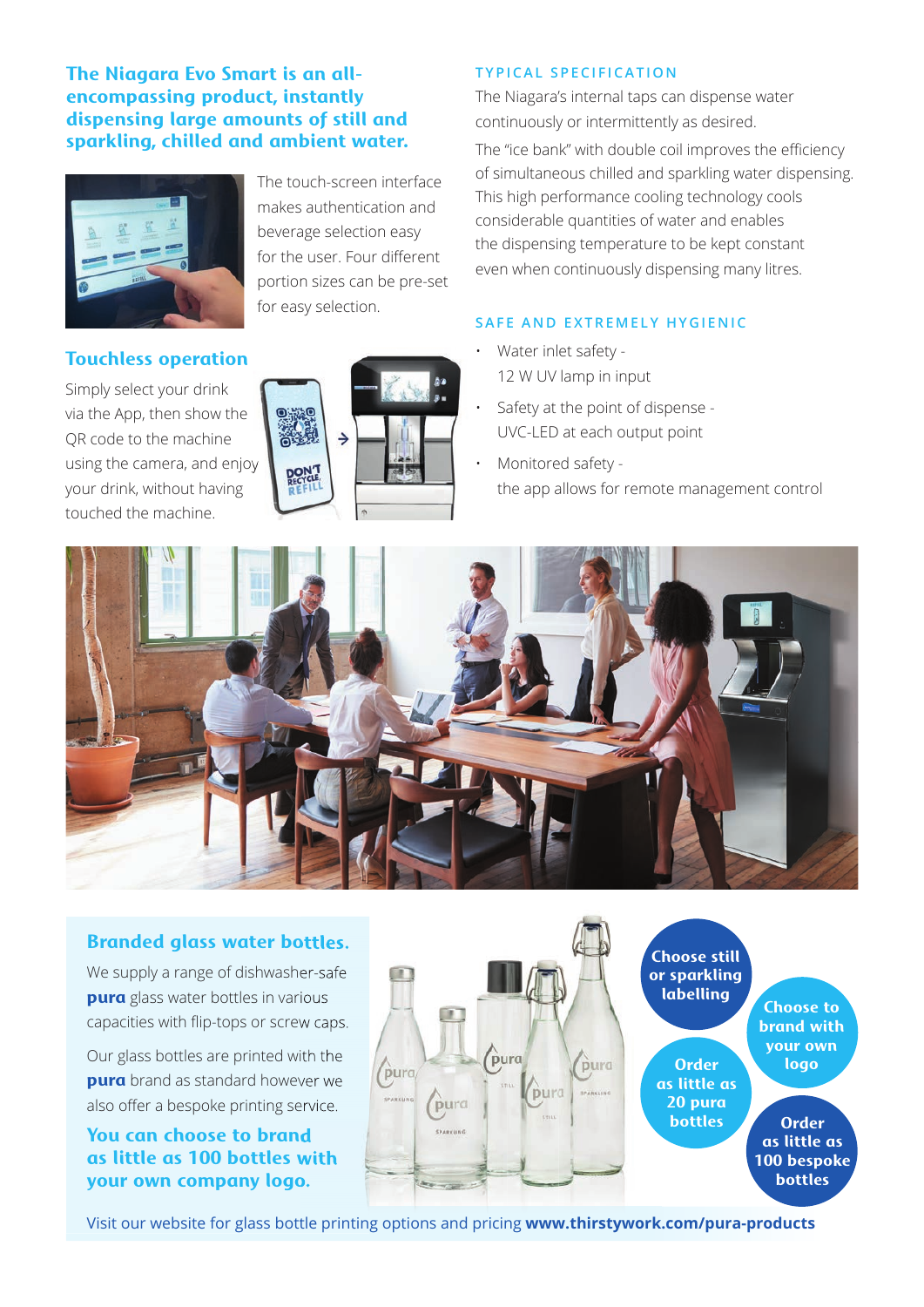## The Niagara Evo Smart is an all-encompassing product, instantly dispensing large amounts of still and sparkling, chilled and ambient water.

The touch-screen interface makes authentication and beverage selection easy for the user. Four different portion sizes can be pre-set for easy selection.

### Touchless operation

Simply select your drink via the App, then show the QR code to the machine using the camera, and enjoy your drink, without having touched the machine.

### TYPICAL SPECIFICATION

The Niagara's internal taps can dispense water continuously or intermittently as desired.

The "ice bank" with double coil improves the efficiency of simultaneous chilled and sparkling water dispensing. This high performance cooling technology cools considerable quantities of water and enables the dispensing temperature to be kept constant even when continuously dispensing many litres.

### SAFE AND EXTREMELY HYGIENIC

- Water inlet safety - 12 W UV lamp in input
- Safety at the point of dispense - UVC-LED at each output point
- Monitored safety - the app allows for remote management control

### Branded glass water bottles.

We supply a range of dishwasher-safe **pura** glass water bottles in various capacities with flip-tops or screw caps.

Our glass bottles are printed with the **pura** brand as standard however we also offer a bespoke printing service.

**You can choose to brand as little as 100 bottles with your own company logo.**

- Choose still or sparkling labelling
- Choose to brand with your own logo
- Order as little as 20 pura bottles
- Order as little as 100 bespoke bottles

Visit our website for glass bottle printing options and pricing **www.thirstywork.com/pura-products**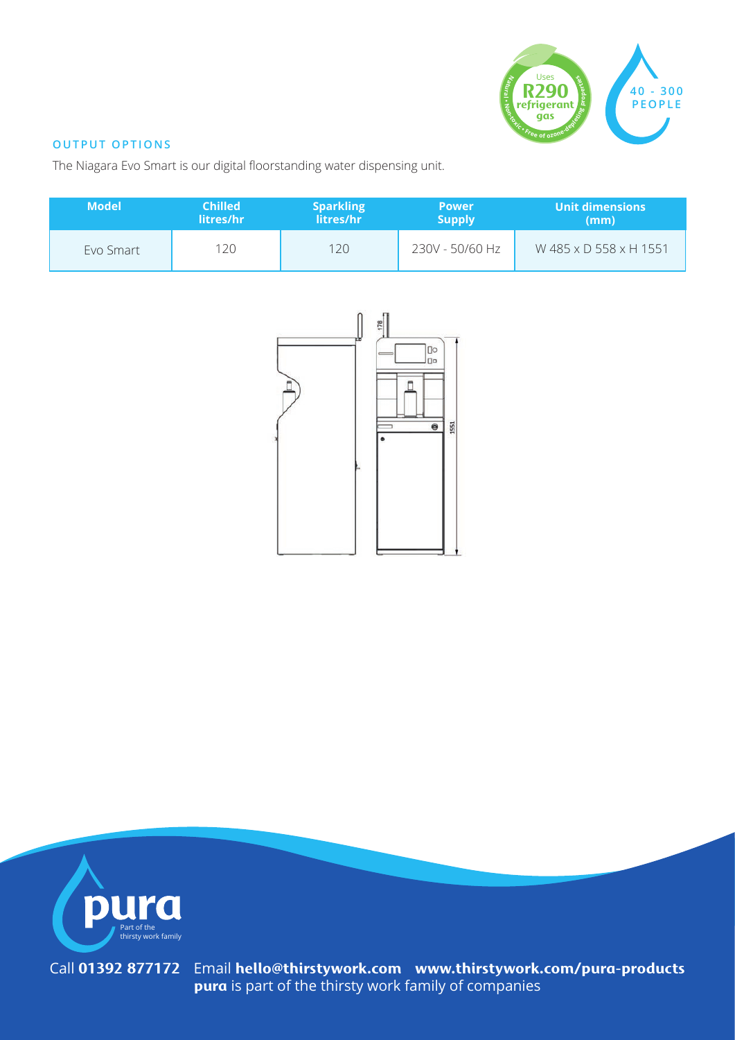Uses **R290** refrigerant gas

Natural • Non-toxic • Free of ozone-depleting properties

40 - 300 PEOPLE

## OUTPUT OPTIONS

The Niagara Evo Smart is our digital floorstanding water dispensing unit.

| Model | Chilled litres/hr | Sparkling litres/hr | Power Supply | Unit dimensions (mm) |
|---|---|---|---|---|
| Evo Smart | 120 | 120 | 230V - 50/60 Hz | W 485 x D 558 x H 1551 |

178

1551

Call **01392 877172** Email **hello@thirstywork.com** **www.thirstywork.com/pura-products**
**pura** is part of the thirsty work family of companies